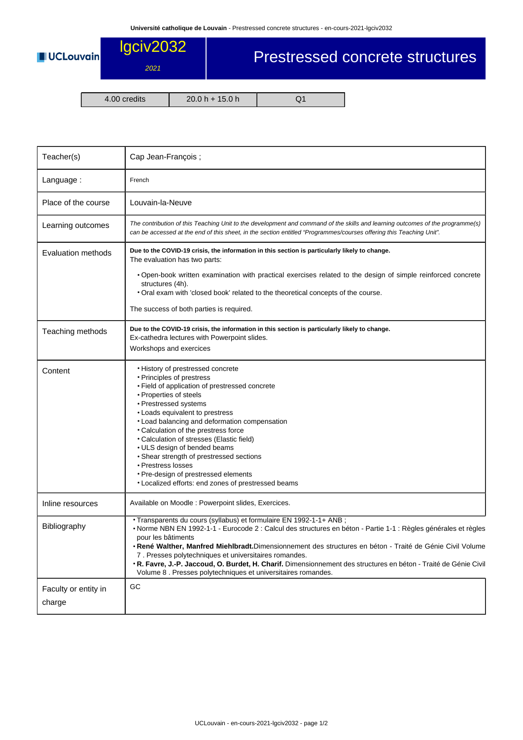# lgciv2032

*2021*

# Prestressed concrete structures

| 4.00 credits | 20.0 h + 15.0 h | Q1 |
|---|---|---|

| | |
|---|---|
| Teacher(s) | Cap Jean-François ; |
| Language : | French |
| Place of the course | Louvain-la-Neuve |
| Learning outcomes | *The contribution of this Teaching Unit to the development and command of the skills and learning outcomes of the programme(s) can be accessed at the end of this sheet, in the section entitled "Programmes/courses offering this Teaching Unit".* |
| Evaluation methods | **Due to the COVID-19 crisis, the information in this section is particularly likely to change.**<br>The evaluation has two parts:<br>• Open-book written examination with practical exercises related to the design of simple reinforced concrete structures (4h).<br>• Oral exam with 'closed book' related to the theoretical concepts of the course.<br>The success of both parties is required. |
| Teaching methods | **Due to the COVID-19 crisis, the information in this section is particularly likely to change.**<br>Ex-cathedra lectures with Powerpoint slides.<br>Workshops and exercices |
| Content | • History of prestressed concrete<br>• Principles of prestress<br>• Field of application of prestressed concrete<br>• Properties of steels<br>• Prestressed systems<br>• Loads equivalent to prestress<br>• Load balancing and deformation compensation<br>• Calculation of the prestress force<br>• Calculation of stresses (Elastic field)<br>• ULS design of bended beams<br>• Shear strength of prestressed sections<br>• Prestress losses<br>• Pre-design of prestressed elements<br>• Localized efforts: end zones of prestressed beams |
| Inline resources | Available on Moodle : Powerpoint slides, Exercices. |
| Bibliography | • Transparents du cours (syllabus) et formulaire EN 1992-1-1+ ANB ;<br>• Norme NBN EN 1992-1-1 - Eurocode 2 : Calcul des structures en béton - Partie 1-1 : Règles générales et règles pour les bâtiments<br>• **René Walther, Manfred Miehlbradt.**Dimensionnement des structures en béton - Traité de Génie Civil Volume 7 . Presses polytechniques et universitaires romandes.<br>• **R. Favre, J.-P. Jaccoud, O. Burdet, H. Charif.** Dimensionnement des structures en béton - Traité de Génie Civil Volume 8 . Presses polytechniques et universitaires romandes. |
| Faculty or entity in charge | GC |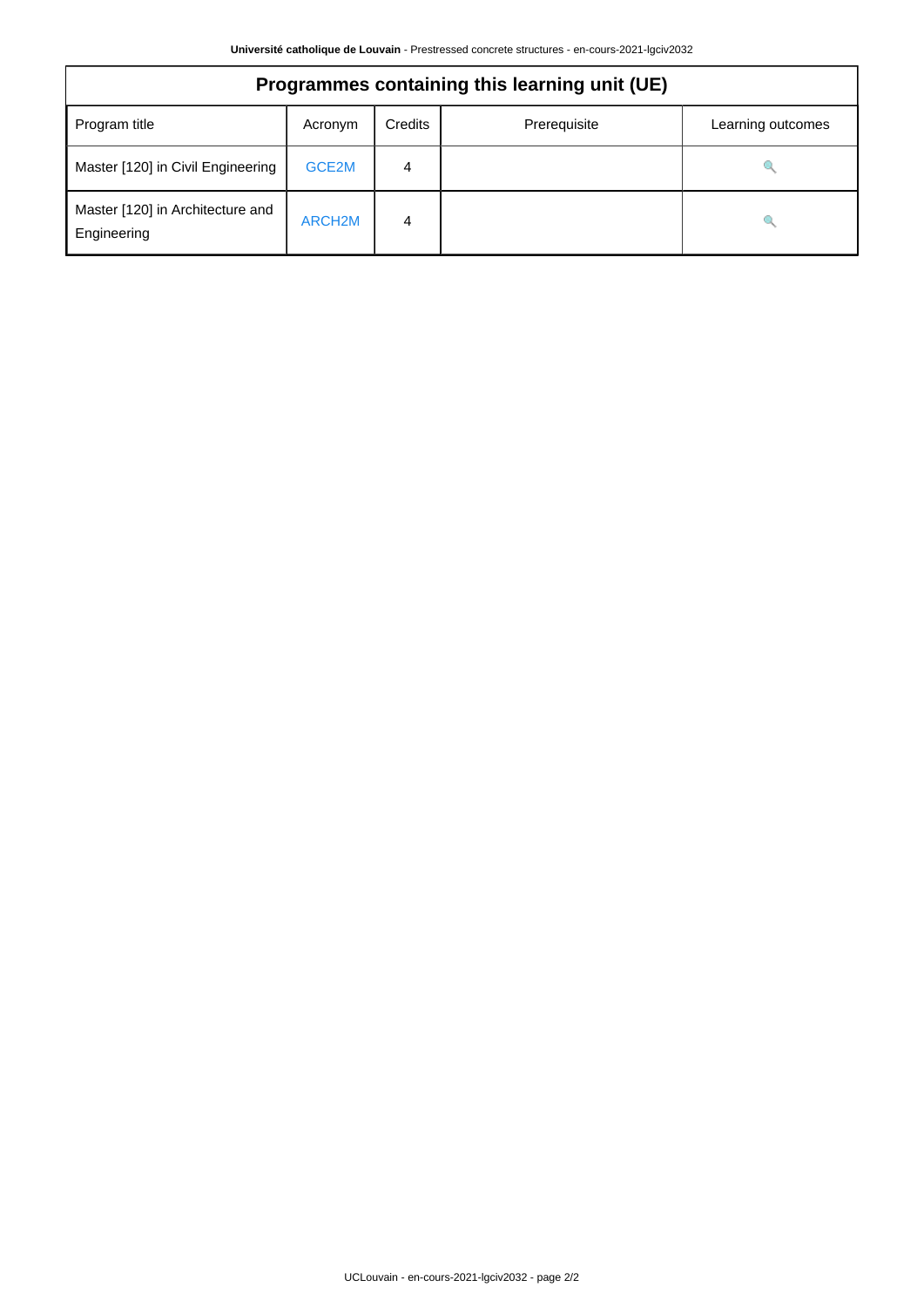## Programmes containing this learning unit (UE)

| Program title | Acronym | Credits | Prerequisite | Learning outcomes |
|---|---|---|---|---|
| Master [120] in Civil Engineering | GCE2M | 4 | | |
| Master [120] in Architecture and Engineering | ARCH2M | 4 | | |